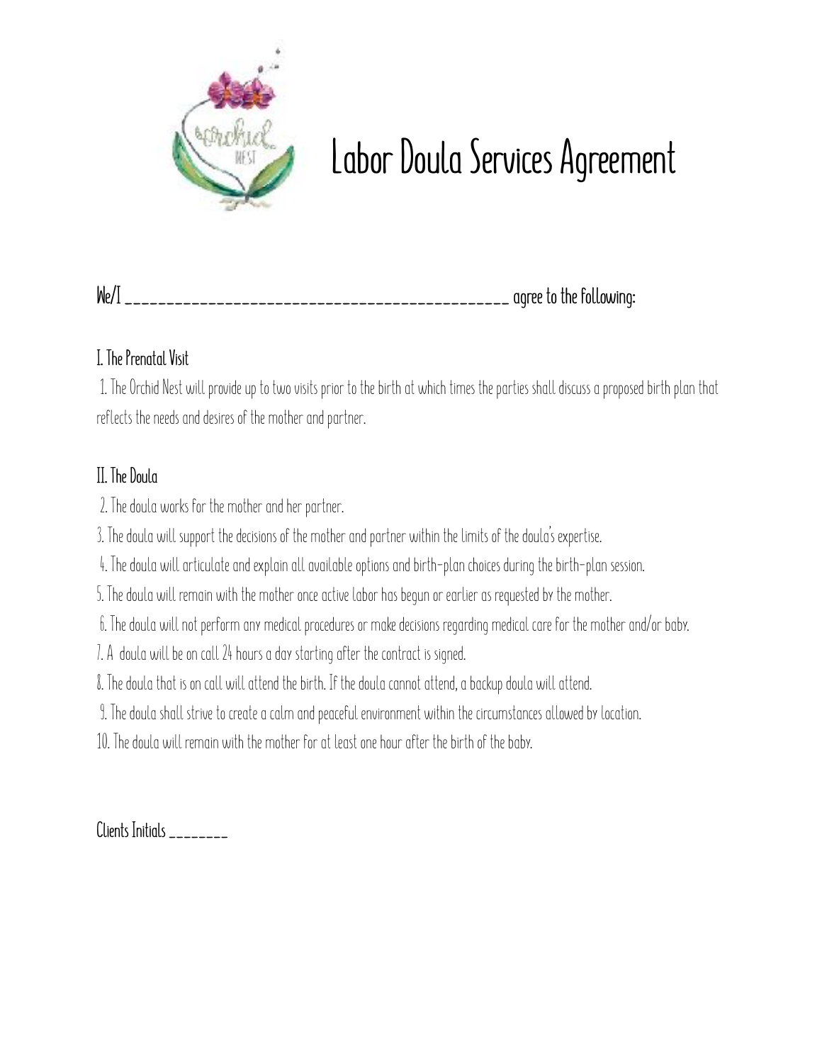// Labor Doula Services Agreement

# Labor Doula Services Agreement

**We/I _______________________________________________ agree to the following:**

## I. The Prenatal Visit

1. The Orchid Nest will provide up to two visits prior to the birth at which times the parties shall discuss a proposed birth plan that reflects the needs and desires of the mother and partner.

## II. The Doula

2. The doula works for the mother and her partner.
3. The doula will support the decisions of the mother and partner within the limits of the doula's expertise.
4. The doula will articulate and explain all available options and birth-plan choices during the birth-plan session.
5. The doula will remain with the mother once active labor has begun or earlier as requested by the mother.
6. The doula will not perform any medical procedures or make decisions regarding medical care for the mother and/or baby.
7. A doula will be on call 24 hours a day starting after the contract is signed.
8. The doula that is on call will attend the birth. If the doula cannot attend, a backup doula will attend.
9. The doula shall strive to create a calm and peaceful environment within the circumstances allowed by location.
10. The doula will remain with the mother for at least one hour after the birth of the baby.

**Clients Initials ________**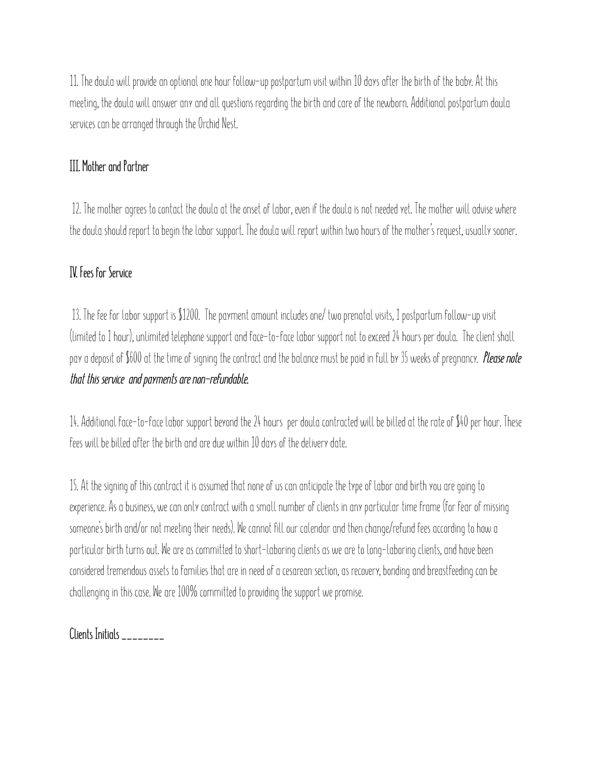11. The doula will provide an optional one hour follow-up postpartum visit within 10 days after the birth of the baby. At this meeting, the doula will answer any and all questions regarding the birth and care of the newborn. Additional postpartum doula services can be arranged through the Orchid Nest.

## III. Mother and Partner

12. The mother agrees to contact the doula at the onset of labor, even if the doula is not needed yet. The mother will advise where the doula should report to begin the labor support. The doula will report within two hours of the mother's request, usually sooner.

## IV. Fees for Service

13. The fee for labor support is $1200. The payment amount includes one/ two prenatal visits, 1 postpartum follow-up visit (limited to 1 hour), unlimited telephone support and face-to-face labor support not to exceed 24 hours per doula. The client shall pay a deposit of $600 at the time of signing the contract and the balance must be paid in full by 35 weeks of pregnancy. ***Please note that this service and payments are non-refundable.***

14. Additional face-to-face labor support beyond the 24 hours per doula contracted will be billed at the rate of $40 per hour. These fees will be billed after the birth and are due within 10 days of the delivery date.

15. At the signing of this contract it is assumed that none of us can anticipate the type of labor and birth you are going to experience. As a business, we can only contract with a small number of clients in any particular time frame (for fear of missing someone's birth and/or not meeting their needs). We cannot fill our calendar and then change/refund fees according to how a particular birth turns out. We are as committed to short-laboring clients as we are to long-laboring clients, and have been considered tremendous assets to families that are in need of a cesarean section, as recovery, bonding and breastfeeding can be challenging in this case. We are 100% committed to providing the support we promise.

Clients Initials ________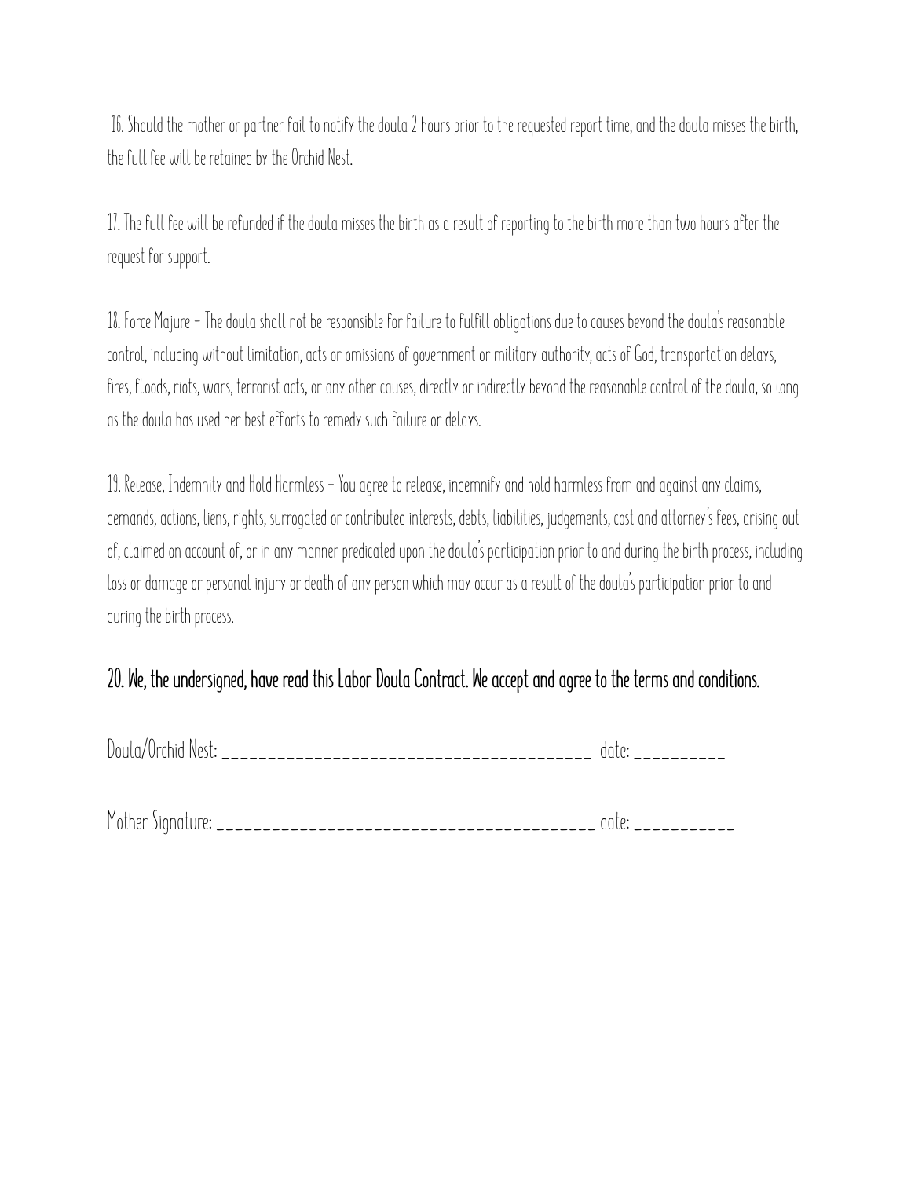16. Should the mother or partner fail to notify the doula 2 hours prior to the requested report time, and the doula misses the birth, the full fee will be retained by the Orchid Nest.

17. The full fee will be refunded if the doula misses the birth as a result of reporting to the birth more than two hours after the request for support.

18. Force Majure – The doula shall not be responsible for failure to fulfill obligations due to causes beyond the doula's reasonable control, including without limitation, acts or omissions of government or military authority, acts of God, transportation delays, fires, floods, riots, wars, terrorist acts, or any other causes, directly or indirectly beyond the reasonable control of the doula, so long as the doula has used her best efforts to remedy such failure or delays.

19. Release, Indemnity and Hold Harmless – You agree to release, indemnify and hold harmless from and against any claims, demands, actions, liens, rights, surrogated or contributed interests, debts, liabilities, judgements, cost and attorney's fees, arising out of, claimed on account of, or in any manner predicated upon the doula's participation prior to and during the birth process, including loss or damage or personal injury or death of any person which may occur as a result of the doula's participation prior to and during the birth process.

**20. We, the undersigned, have read this Labor Doula Contract. We accept and agree to the terms and conditions.**

Doula/Orchid Nest: _________________________________________ date: __________

Mother Signature: __________________________________________ date: ___________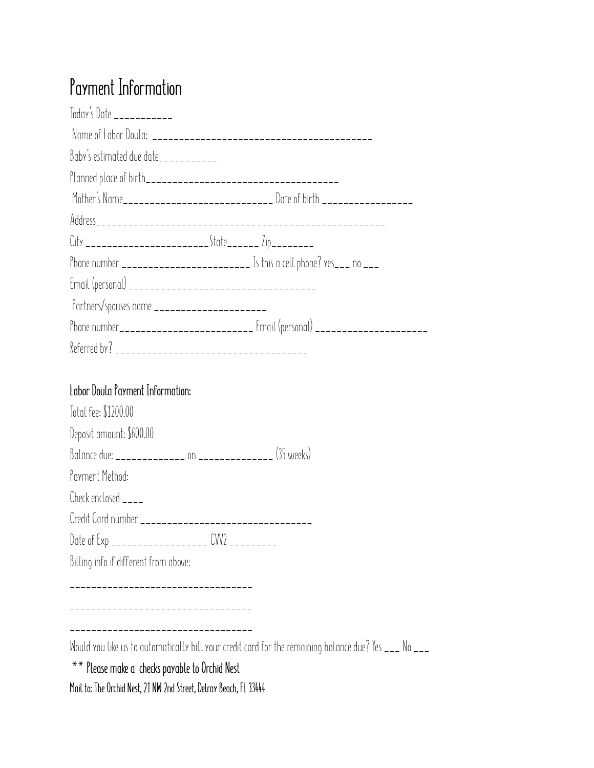# Payment Information

Today's Date ___________

Name of Labor Doula: ________________________________________

Baby's estimated due date___________

Planned place of birth___________________________________

Mother's Name___________________________ Date of birth ________________

Address_____________________________________________________

City ______________________State______ Zip________

Phone number ______________________ Is this a cell phone? yes___ no ___

Email (personal) _________________________________

Partners/spouses name ____________________

Phone number_______________________ Email (personal) ____________________

Referred by? _________________________________

**Labor Doula Payment Information:**

Total fee: $1200.00

Deposit amount: $600.00

Balance due: _____________ on ______________ (35 weeks)

Payment Method:

Check enclosed ____

Credit Card number ______________________________

Date of Exp _________________ CVV2 _________

Billing info if different from above:

_________________________________

_________________________________

_________________________________

Would you like us to automatically bill your credit card for the remaining balance due? Yes ___ No ___

**** Please make a checks payable to Orchid Nest**

**Mail to: The Orchid Nest, 21 NW 2nd Street, Delray Beach, FL 33444**